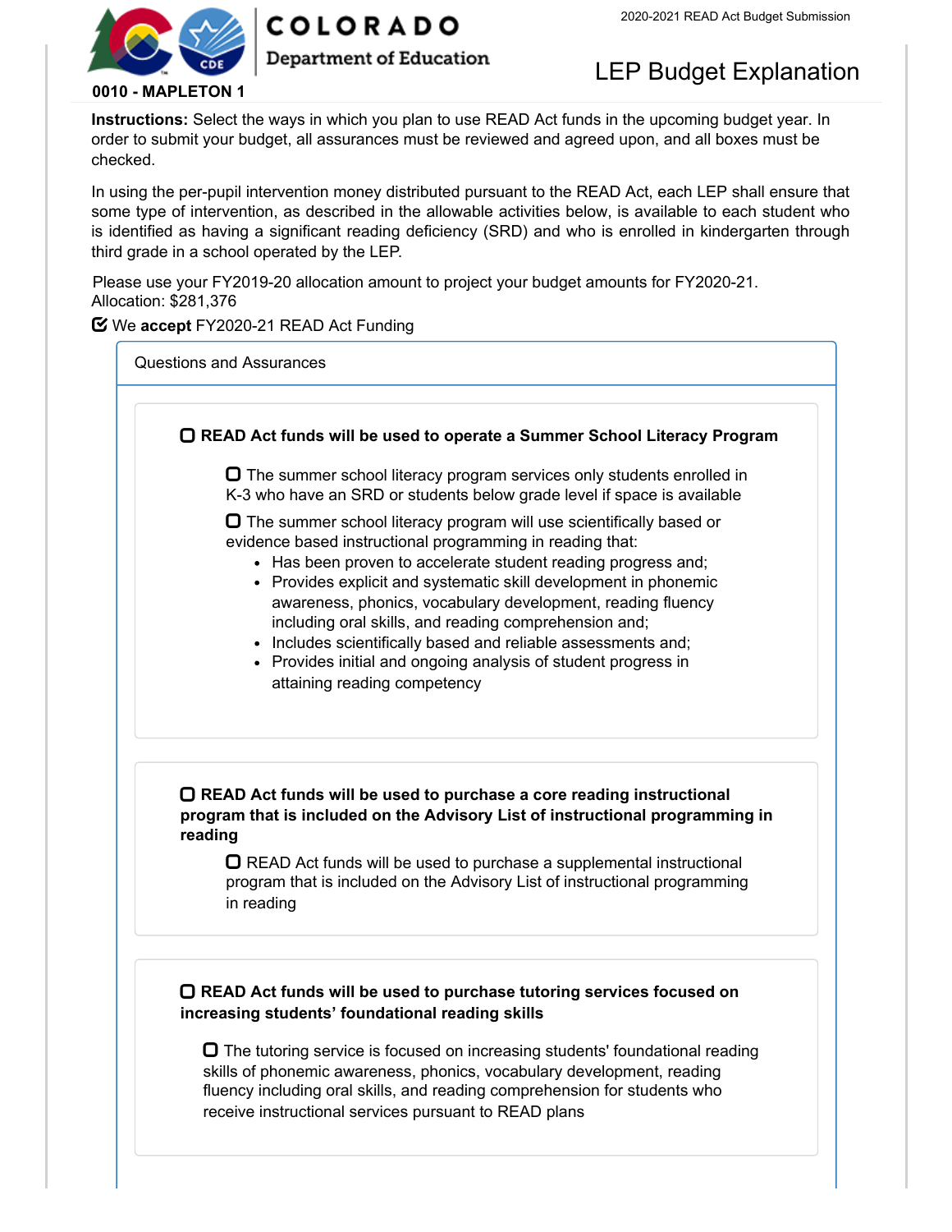COLORADO
Department of Education

2020-2021 READ Act Budget Submission

# LEP Budget Explanation

**0010 - MAPLETON 1**

**Instructions:** Select the ways in which you plan to use READ Act funds in the upcoming budget year. In order to submit your budget, all assurances must be reviewed and agreed upon, and all boxes must be checked.

In using the per-pupil intervention money distributed pursuant to the READ Act, each LEP shall ensure that some type of intervention, as described in the allowable activities below, is available to each student who is identified as having a significant reading deficiency (SRD) and who is enrolled in kindergarten through third grade in a school operated by the LEP.

Please use your FY2019-20 allocation amount to project your budget amounts for FY2020-21.
Allocation: $281,376

☑ We **accept** FY2020-21 READ Act Funding

## Questions and Assurances

☐ **READ Act funds will be used to operate a Summer School Literacy Program**

☐ The summer school literacy program services only students enrolled in K-3 who have an SRD or students below grade level if space is available

☐ The summer school literacy program will use scientifically based or evidence based instructional programming in reading that:

- Has been proven to accelerate student reading progress and;
- Provides explicit and systematic skill development in phonemic awareness, phonics, vocabulary development, reading fluency including oral skills, and reading comprehension and;
- Includes scientifically based and reliable assessments and;
- Provides initial and ongoing analysis of student progress in attaining reading competency

☐ **READ Act funds will be used to purchase a core reading instructional program that is included on the Advisory List of instructional programming in reading**

☐ READ Act funds will be used to purchase a supplemental instructional program that is included on the Advisory List of instructional programming in reading

☐ **READ Act funds will be used to purchase tutoring services focused on increasing students' foundational reading skills**

☐ The tutoring service is focused on increasing students' foundational reading skills of phonemic awareness, phonics, vocabulary development, reading fluency including oral skills, and reading comprehension for students who receive instructional services pursuant to READ plans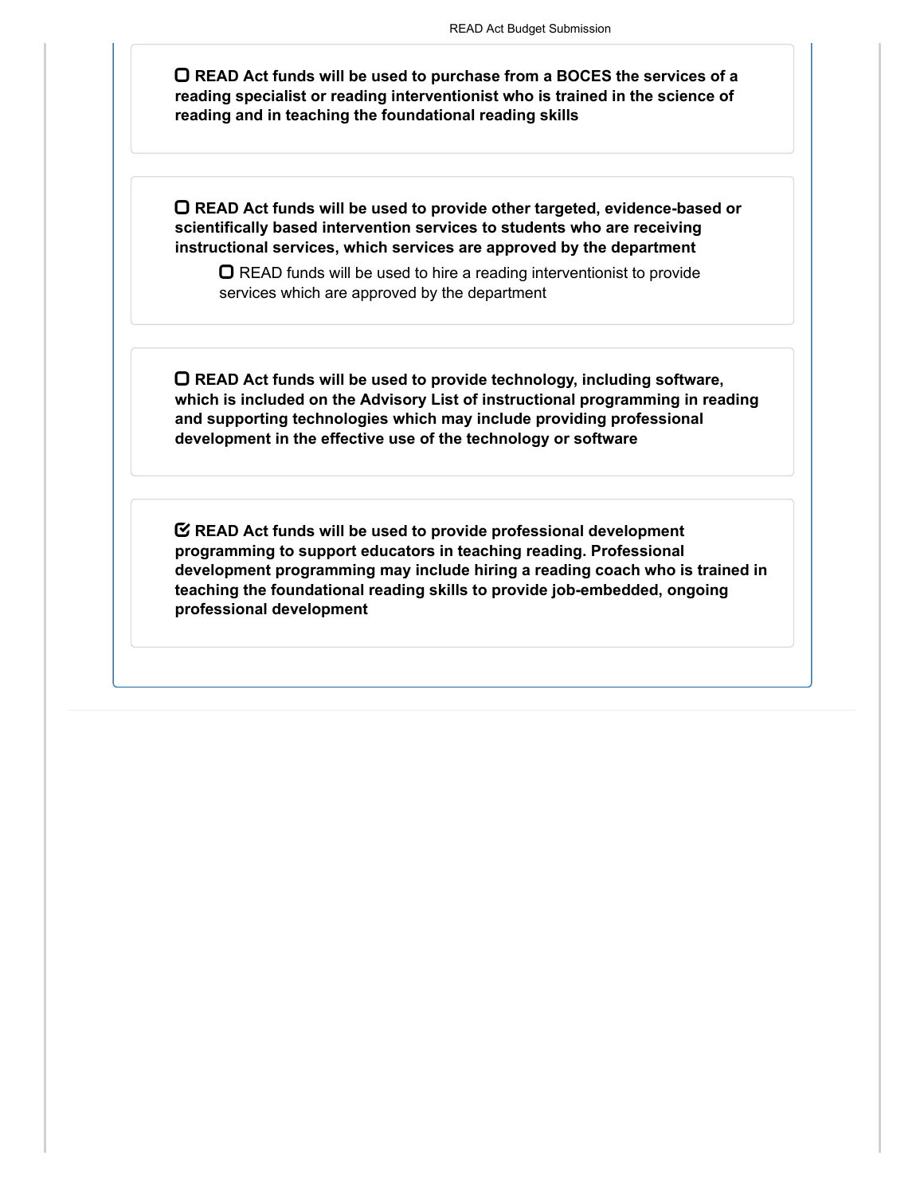- [ ] **READ Act funds will be used to purchase from a BOCES the services of a reading specialist or reading interventionist who is trained in the science of reading and in teaching the foundational reading skills**

- [ ] **READ Act funds will be used to provide other targeted, evidence-based or scientifically based intervention services to students who are receiving instructional services, which services are approved by the department**
    - [ ] READ funds will be used to hire a reading interventionist to provide services which are approved by the department

- [ ] **READ Act funds will be used to provide technology, including software, which is included on the Advisory List of instructional programming in reading and supporting technologies which may include providing professional development in the effective use of the technology or software**

- [x] **READ Act funds will be used to provide professional development programming to support educators in teaching reading. Professional development programming may include hiring a reading coach who is trained in teaching the foundational reading skills to provide job-embedded, ongoing professional development**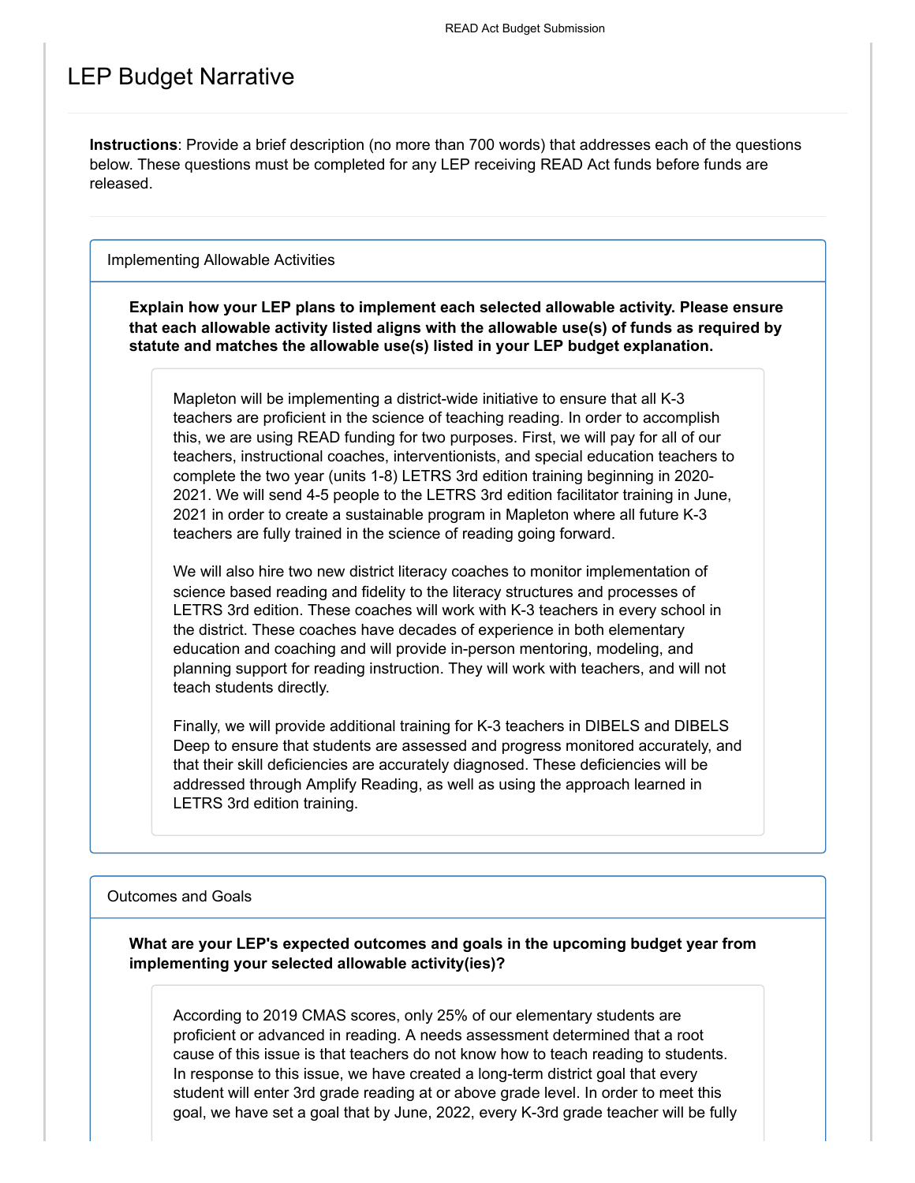# LEP Budget Narrative

**Instructions**: Provide a brief description (no more than 700 words) that addresses each of the questions below. These questions must be completed for any LEP receiving READ Act funds before funds are released.

## Implementing Allowable Activities

**Explain how your LEP plans to implement each selected allowable activity. Please ensure that each allowable activity listed aligns with the allowable use(s) of funds as required by statute and matches the allowable use(s) listed in your LEP budget explanation.**

Mapleton will be implementing a district-wide initiative to ensure that all K-3 teachers are proficient in the science of teaching reading. In order to accomplish this, we are using READ funding for two purposes. First, we will pay for all of our teachers, instructional coaches, interventionists, and special education teachers to complete the two year (units 1-8) LETRS 3rd edition training beginning in 2020-2021. We will send 4-5 people to the LETRS 3rd edition facilitator training in June, 2021 in order to create a sustainable program in Mapleton where all future K-3 teachers are fully trained in the science of reading going forward.

We will also hire two new district literacy coaches to monitor implementation of science based reading and fidelity to the literacy structures and processes of LETRS 3rd edition. These coaches will work with K-3 teachers in every school in the district. These coaches have decades of experience in both elementary education and coaching and will provide in-person mentoring, modeling, and planning support for reading instruction. They will work with teachers, and will not teach students directly.

Finally, we will provide additional training for K-3 teachers in DIBELS and DIBELS Deep to ensure that students are assessed and progress monitored accurately, and that their skill deficiencies are accurately diagnosed. These deficiencies will be addressed through Amplify Reading, as well as using the approach learned in LETRS 3rd edition training.

## Outcomes and Goals

**What are your LEP's expected outcomes and goals in the upcoming budget year from implementing your selected allowable activity(ies)?**

According to 2019 CMAS scores, only 25% of our elementary students are proficient or advanced in reading. A needs assessment determined that a root cause of this issue is that teachers do not know how to teach reading to students. In response to this issue, we have created a long-term district goal that every student will enter 3rd grade reading at or above grade level. In order to meet this goal, we have set a goal that by June, 2022, every K-3rd grade teacher will be fully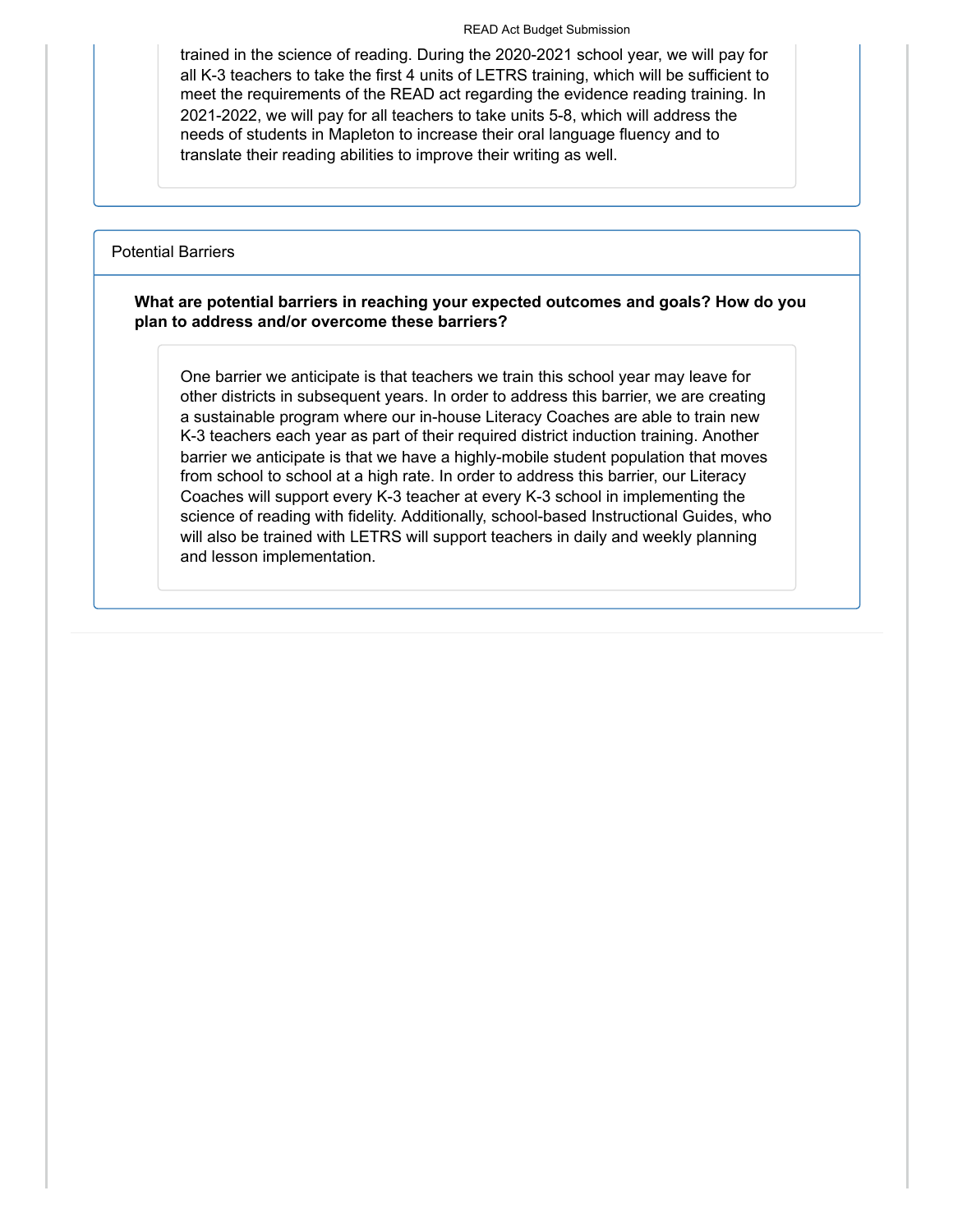trained in the science of reading. During the 2020-2021 school year, we will pay for all K-3 teachers to take the first 4 units of LETRS training, which will be sufficient to meet the requirements of the READ act regarding the evidence reading training. In 2021-2022, we will pay for all teachers to take units 5-8, which will address the needs of students in Mapleton to increase their oral language fluency and to translate their reading abilities to improve their writing as well.

## Potential Barriers

**What are potential barriers in reaching your expected outcomes and goals? How do you plan to address and/or overcome these barriers?**

One barrier we anticipate is that teachers we train this school year may leave for other districts in subsequent years. In order to address this barrier, we are creating a sustainable program where our in-house Literacy Coaches are able to train new K-3 teachers each year as part of their required district induction training. Another barrier we anticipate is that we have a highly-mobile student population that moves from school to school at a high rate. In order to address this barrier, our Literacy Coaches will support every K-3 teacher at every K-3 school in implementing the science of reading with fidelity. Additionally, school-based Instructional Guides, who will also be trained with LETRS will support teachers in daily and weekly planning and lesson implementation.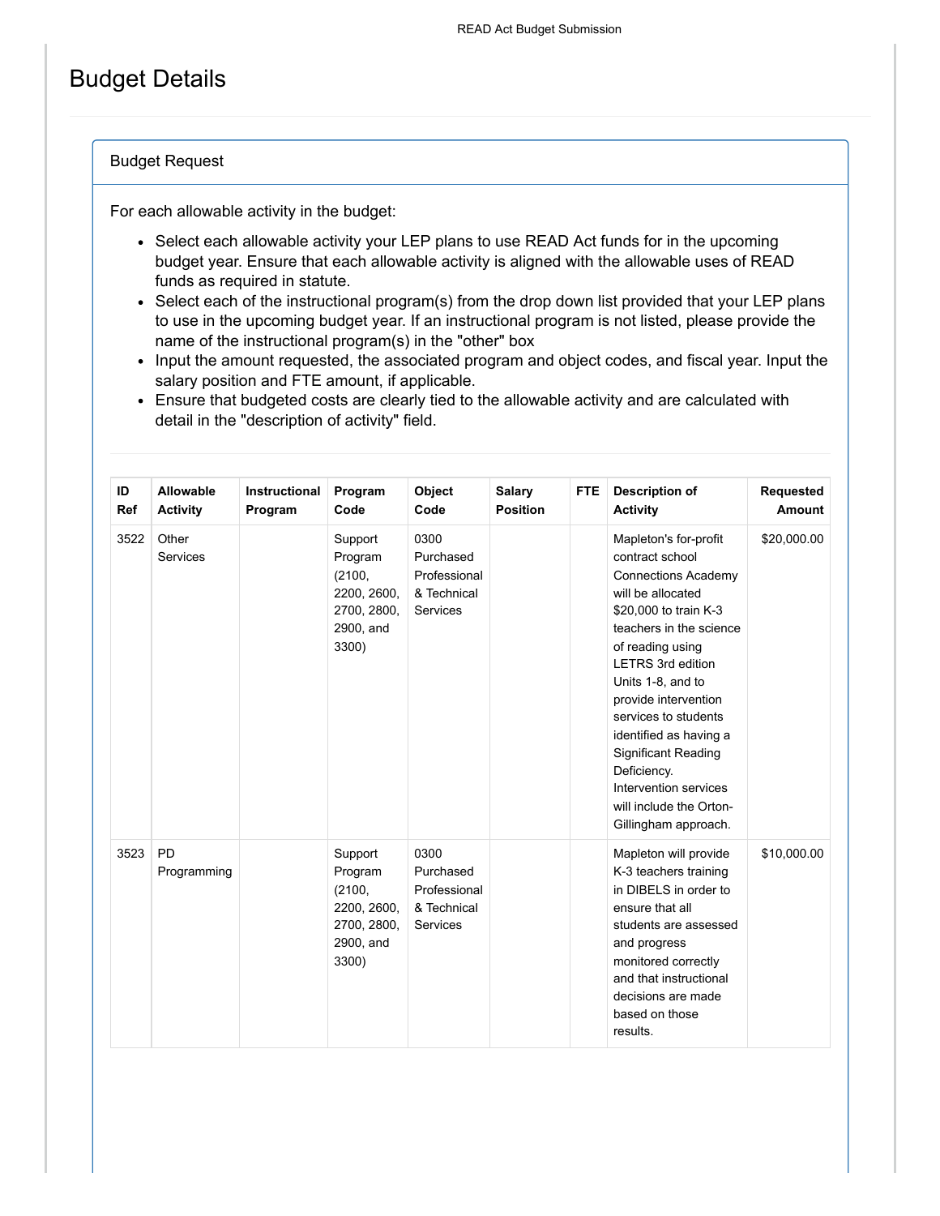# Budget Details

## Budget Request

For each allowable activity in the budget:

- Select each allowable activity your LEP plans to use READ Act funds for in the upcoming budget year. Ensure that each allowable activity is aligned with the allowable uses of READ funds as required in statute.
- Select each of the instructional program(s) from the drop down list provided that your LEP plans to use in the upcoming budget year. If an instructional program is not listed, please provide the name of the instructional program(s) in the "other" box
- Input the amount requested, the associated program and object codes, and fiscal year. Input the salary position and FTE amount, if applicable.
- Ensure that budgeted costs are clearly tied to the allowable activity and are calculated with detail in the "description of activity" field.

| ID Ref | Allowable Activity | Instructional Program | Program Code | Object Code | Salary Position | FTE | Description of Activity | Requested Amount |
|---|---|---|---|---|---|---|---|---|
| 3522 | Other Services | | Support Program (2100, 2200, 2600, 2700, 2800, 2900, and 3300) | 0300 Purchased Professional & Technical Services | | | Mapleton's for-profit contract school Connections Academy will be allocated $20,000 to train K-3 teachers in the science of reading using LETRS 3rd edition Units 1-8, and to provide intervention services to students identified as having a Significant Reading Deficiency. Intervention services will include the Orton-Gillingham approach. | $20,000.00 |
| 3523 | PD Programming | | Support Program (2100, 2200, 2600, 2700, 2800, 2900, and 3300) | 0300 Purchased Professional & Technical Services | | | Mapleton will provide K-3 teachers training in DIBELS in order to ensure that all students are assessed and progress monitored correctly and that instructional decisions are made based on those results. | $10,000.00 |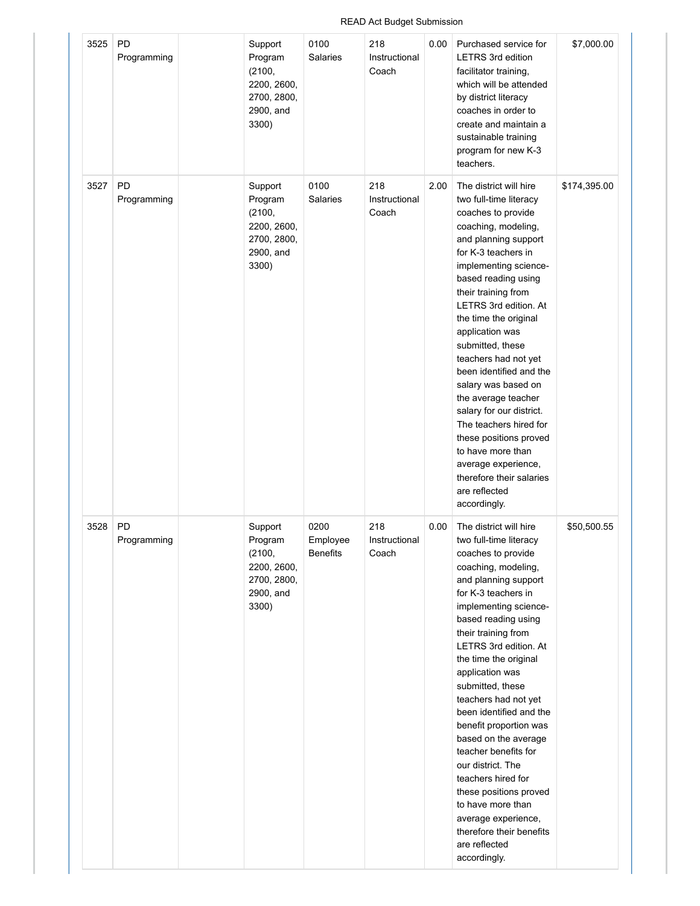| 3525 | PD Programming | | Support Program (2100, 2200, 2600, 2700, 2800, 2900, and 3300) | 0100 Salaries | 218 Instructional Coach | 0.00 | Purchased service for LETRS 3rd edition facilitator training, which will be attended by district literacy coaches in order to create and maintain a sustainable training program for new K-3 teachers. | $7,000.00 |
|---|---|---|---|---|---|---|---|---|
| 3527 | PD Programming | | Support Program (2100, 2200, 2600, 2700, 2800, 2900, and 3300) | 0100 Salaries | 218 Instructional Coach | 2.00 | The district will hire two full-time literacy coaches to provide coaching, modeling, and planning support for K-3 teachers in implementing science-based reading using their training from LETRS 3rd edition. At the time the original application was submitted, these teachers had not yet been identified and the salary was based on the average teacher salary for our district. The teachers hired for these positions proved to have more than average experience, therefore their salaries are reflected accordingly. | $174,395.00 |
| 3528 | PD Programming | | Support Program (2100, 2200, 2600, 2700, 2800, 2900, and 3300) | 0200 Employee Benefits | 218 Instructional Coach | 0.00 | The district will hire two full-time literacy coaches to provide coaching, modeling, and planning support for K-3 teachers in implementing science-based reading using their training from LETRS 3rd edition. At the time the original application was submitted, these teachers had not yet been identified and the benefit proportion was based on the average teacher benefits for our district. The teachers hired for these positions proved to have more than average experience, therefore their benefits are reflected accordingly. | $50,500.55 |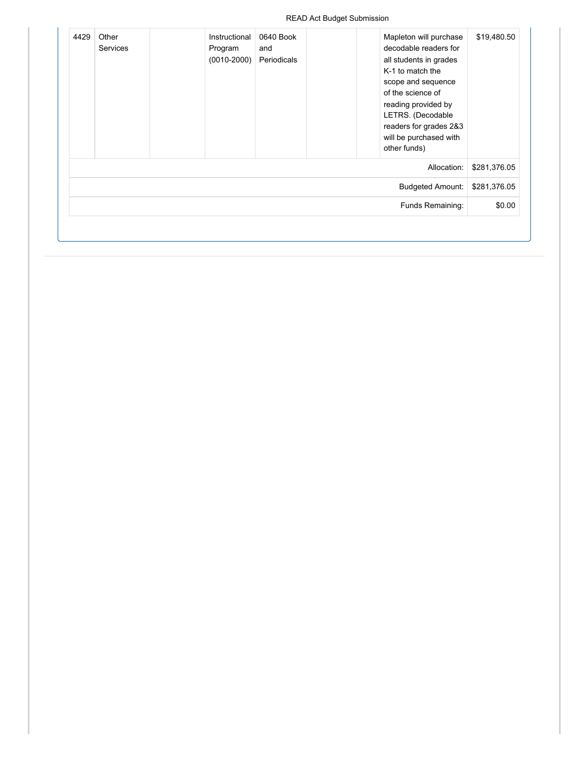| | | | | | | | | |
|---|---|---|---|---|---|---|---|---|
| 4429 | Other Services | | Instructional Program (0010-2000) | 0640 Book and Periodicals | | | Mapleton will purchase decodable readers for all students in grades K-1 to match the scope and sequence of the science of reading provided by LETRS. (Decodable readers for grades 2&3 will be purchased with other funds) | $19,480.50 |
| | | | | | | | Allocation: | $281,376.05 |
| | | | | | | | Budgeted Amount: | $281,376.05 |
| | | | | | | | Funds Remaining: | $0.00 |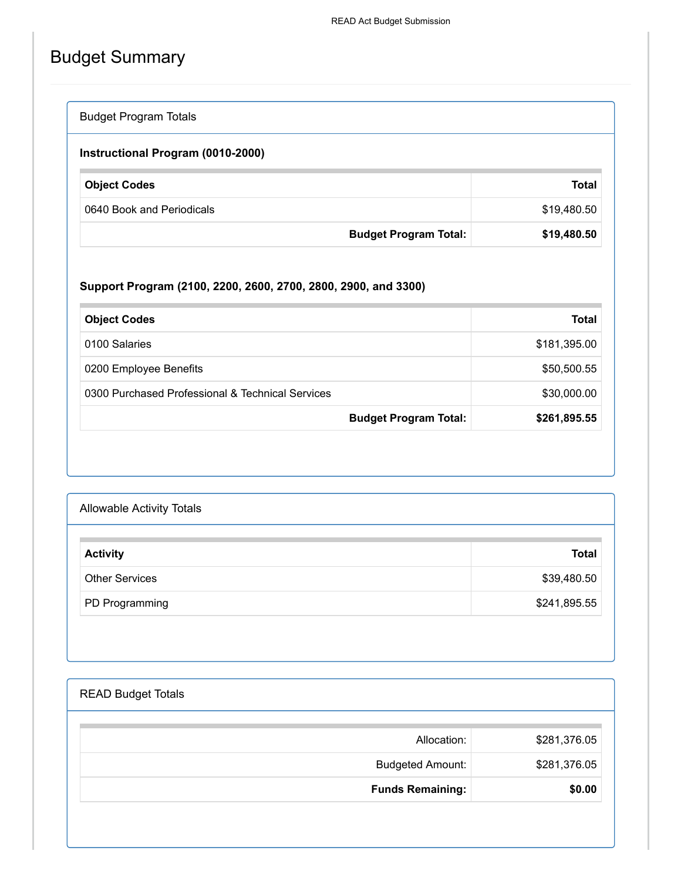# Budget Summary

## Budget Program Totals

### Instructional Program (0010-2000)

| Object Codes | Total |
| --- | ---: |
| 0640 Book and Periodicals | $19,480.50 |
| **Budget Program Total:** | **$19,480.50** |

### Support Program (2100, 2200, 2600, 2700, 2800, 2900, and 3300)

| Object Codes | Total |
| --- | ---: |
| 0100 Salaries | $181,395.00 |
| 0200 Employee Benefits | $50,500.55 |
| 0300 Purchased Professional & Technical Services | $30,000.00 |
| **Budget Program Total:** | **$261,895.55** |

## Allowable Activity Totals

| Activity | Total |
| --- | ---: |
| Other Services | $39,480.50 |
| PD Programming | $241,895.55 |

## READ Budget Totals

| | |
| ---: | ---: |
| Allocation: | $281,376.05 |
| Budgeted Amount: | $281,376.05 |
| **Funds Remaining:** | **$0.00** |